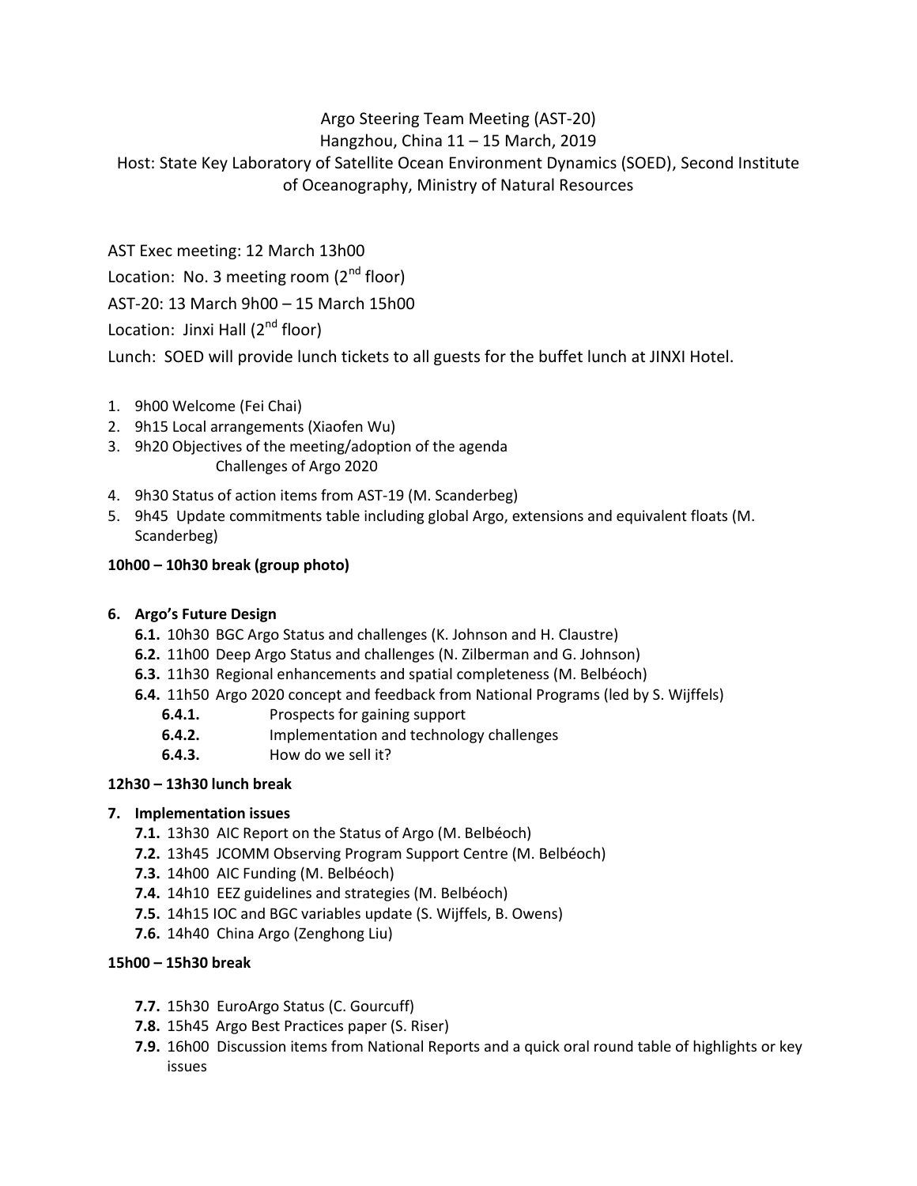Argo Steering Team Meeting (AST-20)
Hangzhou, China 11 – 15 March, 2019
Host: State Key Laboratory of Satellite Ocean Environment Dynamics (SOED), Second Institute of Oceanography, Ministry of Natural Resources

AST Exec meeting: 12 March 13h00

Location: No. 3 meeting room (2nd floor)

AST-20: 13 March 9h00 – 15 March 15h00

Location: Jinxi Hall (2nd floor)

Lunch: SOED will provide lunch tickets to all guests for the buffet lunch at JINXI Hotel.

1. 9h00 Welcome (Fei Chai)
2. 9h15 Local arrangements (Xiaofen Wu)
3. 9h20 Objectives of the meeting/adoption of the agenda
   Challenges of Argo 2020
4. 9h30 Status of action items from AST-19 (M. Scanderbeg)
5. 9h45 Update commitments table including global Argo, extensions and equivalent floats (M. Scanderbeg)

**10h00 – 10h30 break (group photo)**

**6. Argo's Future Design**

- **6.1.** 10h30 BGC Argo Status and challenges (K. Johnson and H. Claustre)
- **6.2.** 11h00 Deep Argo Status and challenges (N. Zilberman and G. Johnson)
- **6.3.** 11h30 Regional enhancements and spatial completeness (M. Belbéoch)
- **6.4.** 11h50 Argo 2020 concept and feedback from National Programs (led by S. Wijffels)
  - **6.4.1.** Prospects for gaining support
  - **6.4.2.** Implementation and technology challenges
  - **6.4.3.** How do we sell it?

**12h30 – 13h30 lunch break**

**7. Implementation issues**

- **7.1.** 13h30 AIC Report on the Status of Argo (M. Belbéoch)
- **7.2.** 13h45 JCOMM Observing Program Support Centre (M. Belbéoch)
- **7.3.** 14h00 AIC Funding (M. Belbéoch)
- **7.4.** 14h10 EEZ guidelines and strategies (M. Belbéoch)
- **7.5.** 14h15 IOC and BGC variables update (S. Wijffels, B. Owens)
- **7.6.** 14h40 China Argo (Zenghong Liu)

**15h00 – 15h30 break**

- **7.7.** 15h30 EuroArgo Status (C. Gourcuff)
- **7.8.** 15h45 Argo Best Practices paper (S. Riser)
- **7.9.** 16h00 Discussion items from National Reports and a quick oral round table of highlights or key issues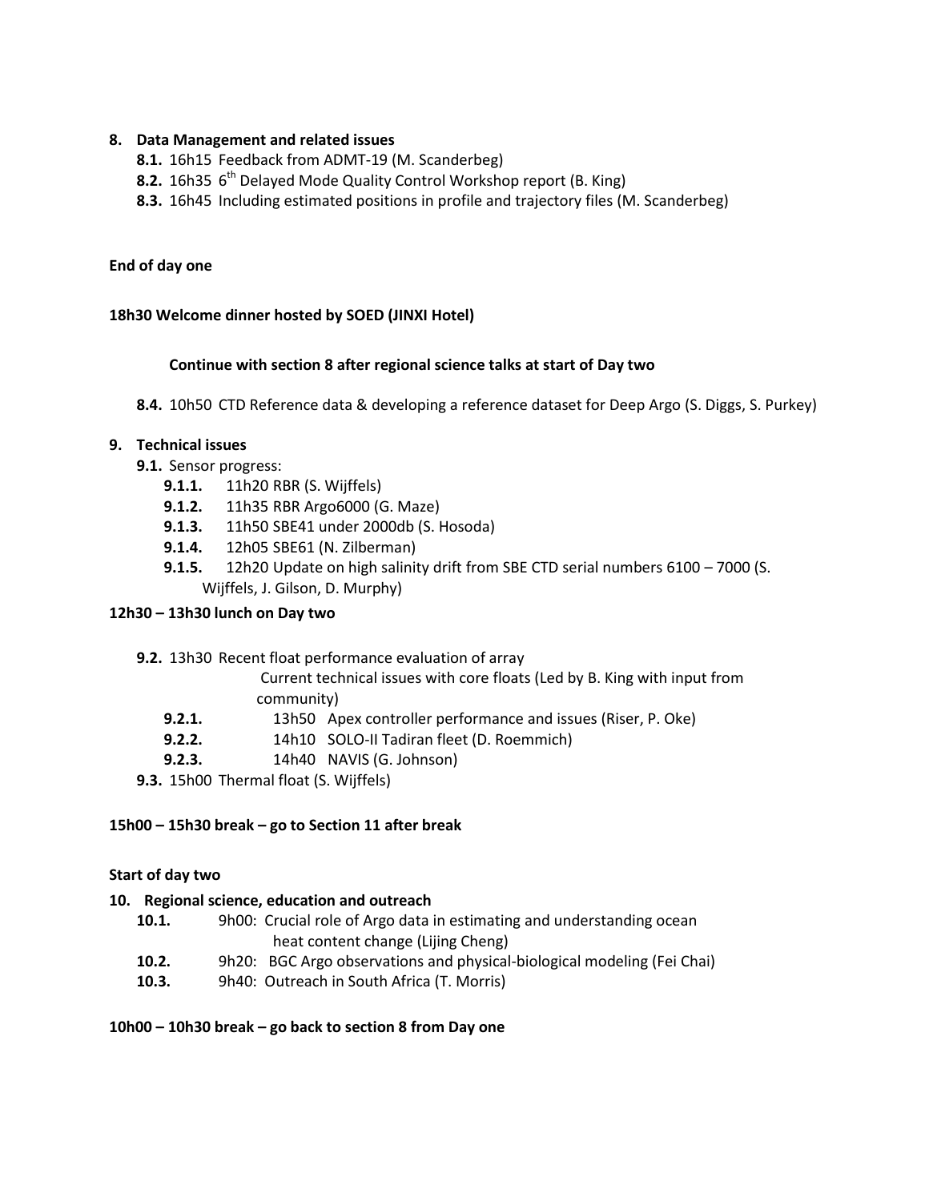**8. Data Management and related issues**

- **8.1.** 16h15 Feedback from ADMT-19 (M. Scanderberg)
- **8.2.** 16h35 6th Delayed Mode Quality Control Workshop report (B. King)
- **8.3.** 16h45 Including estimated positions in profile and trajectory files (M. Scanderberg)

**End of day one**

**18h30 Welcome dinner hosted by SOED (JINXI Hotel)**

**Continue with section 8 after regional science talks at start of Day two**

- **8.4.** 10h50 CTD Reference data & developing a reference dataset for Deep Argo (S. Diggs, S. Purkey)

**9. Technical issues**

- **9.1.** Sensor progress:
  - **9.1.1.** 11h20 RBR (S. Wijffels)
  - **9.1.2.** 11h35 RBR Argo6000 (G. Maze)
  - **9.1.3.** 11h50 SBE41 under 2000db (S. Hosoda)
  - **9.1.4.** 12h05 SBE61 (N. Zilberman)
  - **9.1.5.** 12h20 Update on high salinity drift from SBE CTD serial numbers 6100 – 7000 (S. Wijffels, J. Gilson, D. Murphy)

**12h30 – 13h30 lunch on Day two**

- **9.2.** 13h30 Recent float performance evaluation of array
  Current technical issues with core floats (Led by B. King with input from community)
  - **9.2.1.** 13h50 Apex controller performance and issues (Riser, P. Oke)
  - **9.2.2.** 14h10 SOLO-II Tadiran fleet (D. Roemmich)
  - **9.2.3.** 14h40 NAVIS (G. Johnson)
- **9.3.** 15h00 Thermal float (S. Wijffels)

**15h00 – 15h30 break – go to Section 11 after break**

**Start of day two**

**10. Regional science, education and outreach**

- **10.1.** 9h00: Crucial role of Argo data in estimating and understanding ocean heat content change (Lijing Cheng)
- **10.2.** 9h20: BGC Argo observations and physical-biological modeling (Fei Chai)
- **10.3.** 9h40: Outreach in South Africa (T. Morris)

**10h00 – 10h30 break – go back to section 8 from Day one**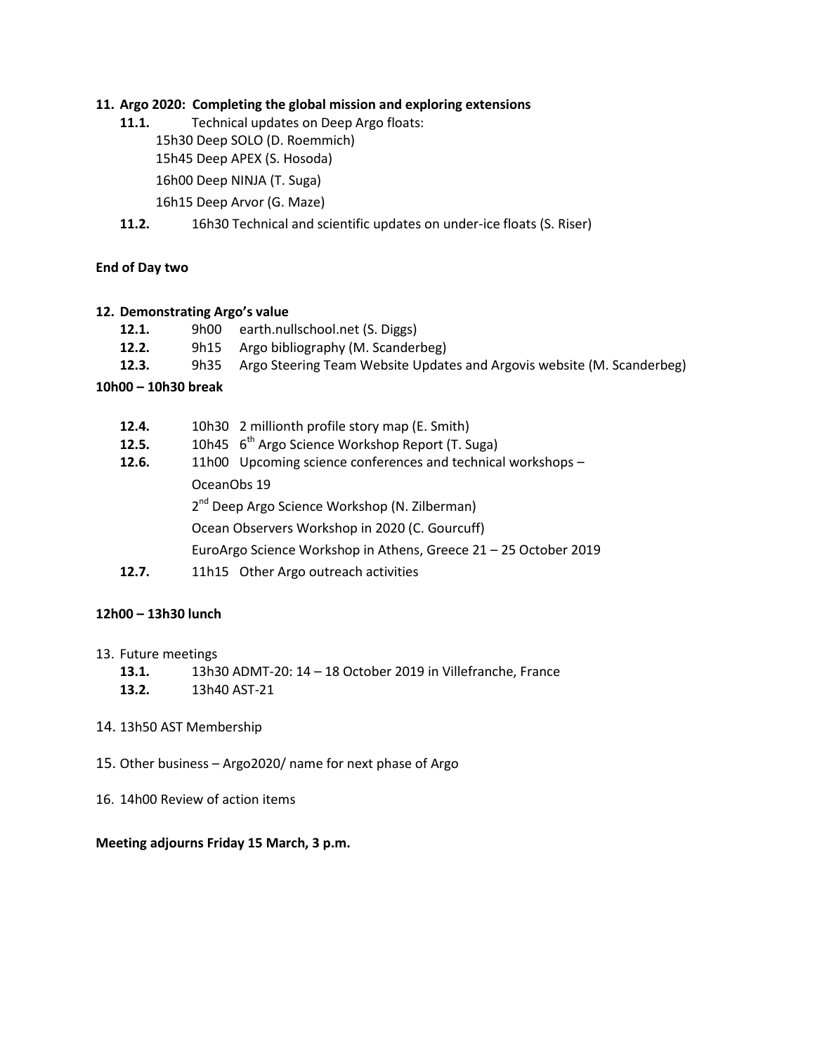**11. Argo 2020: Completing the global mission and exploring extensions**

- **11.1.** Technical updates on Deep Argo floats:
  - 15h30 Deep SOLO (D. Roemmich)
  - 15h45 Deep APEX (S. Hosoda)
  - 16h00 Deep NINJA (T. Suga)
  - 16h15 Deep Arvor (G. Maze)
- **11.2.** 16h30 Technical and scientific updates on under-ice floats (S. Riser)

**End of Day two**

**12. Demonstrating Argo's value**

- **12.1.** 9h00 earth.nullschool.net (S. Diggs)
- **12.2.** 9h15 Argo bibliography (M. Scanderbeg)
- **12.3.** 9h35 Argo Steering Team Website Updates and Argovis website (M. Scanderbeg)

**10h00 – 10h30 break**

- **12.4.** 10h30 2 millionth profile story map (E. Smith)
- **12.5.** 10h45 6th Argo Science Workshop Report (T. Suga)
- **12.6.** 11h00 Upcoming science conferences and technical workshops –
  - OceanObs 19
  - 2nd Deep Argo Science Workshop (N. Zilberman)
  - Ocean Observers Workshop in 2020 (C. Gourcuff)
  - EuroArgo Science Workshop in Athens, Greece 21 – 25 October 2019
- **12.7.** 11h15 Other Argo outreach activities

**12h00 – 13h30 lunch**

13. Future meetings
    - **13.1.** 13h30 ADMT-20: 14 – 18 October 2019 in Villefranche, France
    - **13.2.** 13h40 AST-21
14. 13h50 AST Membership
15. Other business – Argo2020/ name for next phase of Argo
16. 14h00 Review of action items

**Meeting adjourns Friday 15 March, 3 p.m.**